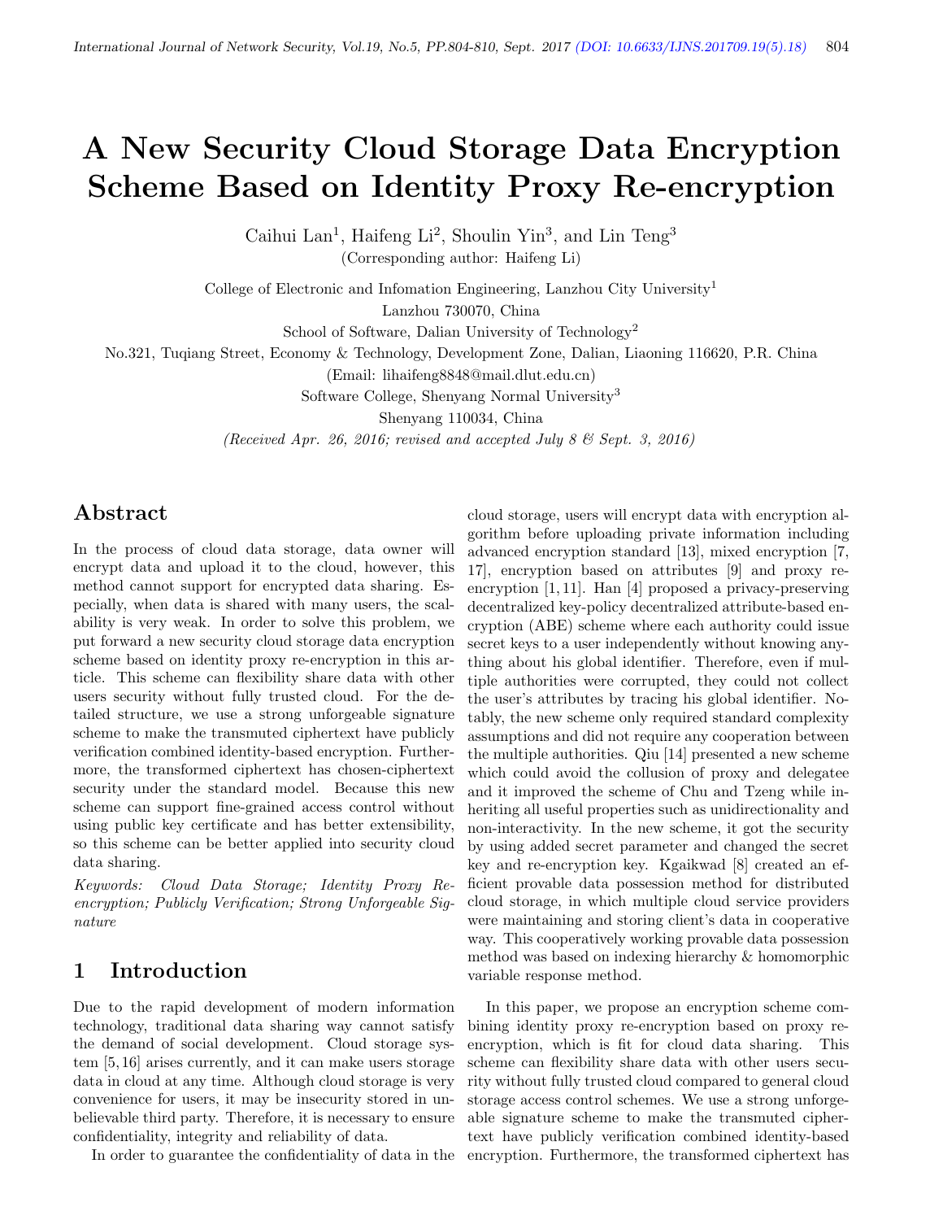# A New Security Cloud Storage Data Encryption Scheme Based on Identity Proxy Re-encryption

Caihui Lan[1], Haifeng Li[2], Shoulin Yin[3], and Lin Teng[3]

(Corresponding author: Haifeng Li)

College of Electronic and Infomation Engineering, Lanzhou City University[1]

Lanzhou 730070, China

School of Software, Dalian University of Technology[2]

No.321, Tuqiang Street, Economy & Technology, Development Zone, Dalian, Liaoning 116620, P.R. China

(Email: lihaifeng8848@mail.dlut.edu.cn)

Software College, Shenyang Normal University[3]

Shenyang 110034, China

*(Received Apr. 26, 2016; revised and accepted July 8 & Sept. 3, 2016)*

## Abstract

In the process of cloud data storage, data owner will encrypt data and upload it to the cloud, however, this method cannot support for encrypted data sharing. Especially, when data is shared with many users, the scalability is very weak. In order to solve this problem, we put forward a new security cloud storage data encryption scheme based on identity proxy re-encryption in this article. This scheme can flexibility share data with other users security without fully trusted cloud. For the detailed structure, we use a strong unforgeable signature scheme to make the transmuted ciphertext have publicly verification combined identity-based encryption. Furthermore, the transformed ciphertext has chosen-ciphertext security under the standard model. Because this new scheme can support fine-grained access control without using public key certificate and has better extensibility, so this scheme can be better applied into security cloud data sharing.

*Keywords: Cloud Data Storage; Identity Proxy Re-encryption; Publicly Verification; Strong Unforgeable Signature*

## 1 Introduction

Due to the rapid development of modern information technology, traditional data sharing way cannot satisfy the demand of social development. Cloud storage system [5,16] arises currently, and it can make users storage data in cloud at any time. Although cloud storage is very convenience for users, it may be insecurity stored in unbelievable third party. Therefore, it is necessary to ensure confidentiality, integrity and reliability of data.

In order to guarantee the confidentiality of data in the cloud storage, users will encrypt data with encryption algorithm before uploading private information including advanced encryption standard [13], mixed encryption [7, 17], encryption based on attributes [9] and proxy re-encryption [1, 11]. Han [4] proposed a privacy-preserving decentralized key-policy decentralized attribute-based encryption (ABE) scheme where each authority could issue secret keys to a user independently without knowing anything about his global identifier. Therefore, even if multiple authorities were corrupted, they could not collect the user's attributes by tracing his global identifier. Notably, the new scheme only required standard complexity assumptions and did not require any cooperation between the multiple authorities. Qiu [14] presented a new scheme which could avoid the collusion of proxy and delegatee and it improved the scheme of Chu and Tzeng while inheriting all useful properties such as unidirectionality and non-interactivity. In the new scheme, it got the security by using added secret parameter and changed the secret key and re-encryption key. Kgaikwad [8] created an efficient provable data possession method for distributed cloud storage, in which multiple cloud service providers were maintaining and storing client's data in cooperative way. This cooperatively working provable data possession method was based on indexing hierarchy & homomorphic variable response method.

In this paper, we propose an encryption scheme combining identity proxy re-encryption based on proxy re-encryption, which is fit for cloud data sharing. This scheme can flexibility share data with other users security without fully trusted cloud compared to general cloud storage access control schemes. We use a strong unforgeable signature scheme to make the transmuted ciphertext have publicly verification combined identity-based encryption. Furthermore, the transformed ciphertext has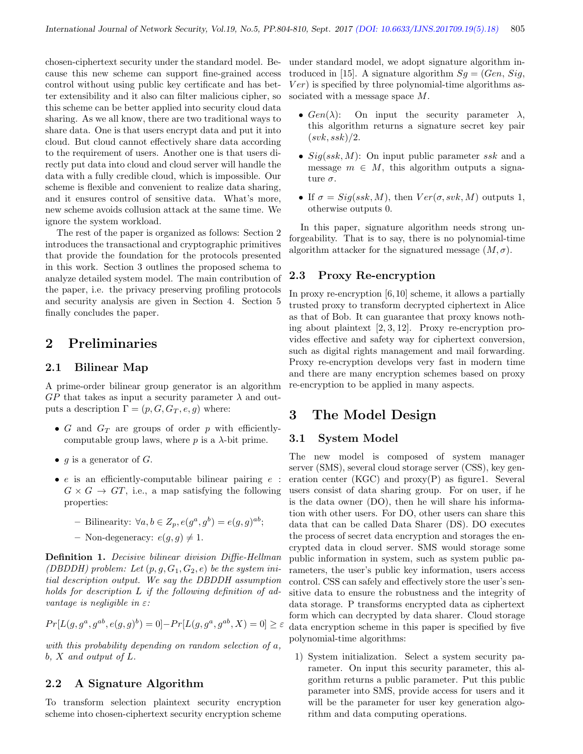chosen-ciphertext security under the standard model. Because this new scheme can support fine-grained access control without using public key certificate and has better extensibility and it also can filter malicious cipher, so this scheme can be better applied into security cloud data sharing. As we all know, there are two traditional ways to share data. One is that users encrypt data and put it into cloud. But cloud cannot effectively share data according to the requirement of users. Another one is that users directly put data into cloud and cloud server will handle the data with a fully credible cloud, which is impossible. Our scheme is flexible and convenient to realize data sharing, and it ensures control of sensitive data. What's more, new scheme avoids collusion attack at the same time. We ignore the system workload.

The rest of the paper is organized as follows: Section 2 introduces the transactional and cryptographic primitives that provide the foundation for the protocols presented in this work. Section 3 outlines the proposed schema to analyze detailed system model. The main contribution of the paper, i.e. the privacy preserving profiling protocols and security analysis are given in Section 4. Section 5 finally concludes the paper.

## 2 Preliminaries

### 2.1 Bilinear Map

A prime-order bilinear group generator is an algorithm $GP$ that takes as input a security parameter $\lambda$ and outputs a description $\Gamma = (p, G, G_T, e, g)$ where:

- $G$ and $G_T$ are groups of order $p$ with efficiently-computable group laws, where $p$ is a $\lambda$-bit prime.
- $g$ is a generator of $G$.
- $e$ is an efficiently-computable bilinear pairing $e : G \times G \rightarrow GT$, i.e., a map satisfying the following properties:
  - Bilinearity: $\forall a, b \in Z_p, e(g^a, g^b) = e(g, g)^{ab}$;
  - Non-degeneracy: $e(g, g) \neq 1$.

**Definition 1.** *Decisive bilinear division Diffie-Hellman (DBDDH) problem: Let $(p, g, G_1, G_2, e)$ be the system initial description output. We say the DBDDH assumption holds for description $L$ if the following definition of advantage is negligible in $\varepsilon$:*

$$Pr[L(g, g^a, g^{ab}, e(g, g)^b) = 0] - Pr[L(g, g^a, g^{ab}, X) = 0] \geq \varepsilon$$

*with this probability depending on random selection of $a$, $b$, $X$ and output of $L$.*

### 2.2 A Signature Algorithm

To transform selection plaintext security encryption scheme into chosen-ciphertext security encryption scheme under standard model, we adopt signature algorithm introduced in [15]. A signature algorithm $Sg = (Gen, Sig, Ver)$ is specified by three polynomial-time algorithms associated with a message space $M$.

- $Gen(\lambda)$: On input the security parameter $\lambda$, this algorithm returns a signature secret key pair $(svk, ssk)/2$.
- $Sig(ssk, M)$: On input public parameter $ssk$ and a message $m \in M$, this algorithm outputs a signature $\sigma$.
- If $\sigma = Sig(ssk, M)$, then $Ver(\sigma, svk, M)$ outputs 1, otherwise outputs 0.

In this paper, signature algorithm needs strong unforgeability. That is to say, there is no polynomial-time algorithm attacker for the signatured message $(M, \sigma)$.

### 2.3 Proxy Re-encryption

In proxy re-encryption [6,10] scheme, it allows a partially trusted proxy to transform decrypted ciphertext in Alice as that of Bob. It can guarantee that proxy knows nothing about plaintext [2,3,12]. Proxy re-encryption provides effective and safety way for ciphertext conversion, such as digital rights management and mail forwarding. Proxy re-encryption develops very fast in modern time and there are many encryption schemes based on proxy re-encryption to be applied in many aspects.

## 3 The Model Design

### 3.1 System Model

The new model is composed of system manager server (SMS), several cloud storage server (CSS), key generation center (KGC) and proxy(P) as figure1. Several users consist of data sharing group. For on user, if he is the data owner (DO), then he will share his information with other users. For DO, other users can share this data that can be called Data Sharer (DS). DO executes the process of secret data encryption and storages the encrypted data in cloud server. SMS would storage some public information in system, such as system public parameters, the user's public key information, users access control. CSS can safely and effectively store the user's sensitive data to ensure the robustness and the integrity of data storage. P transforms encrypted data as ciphertext form which can decrypted by data sharer. Cloud storage data encryption scheme in this paper is specified by five polynomial-time algorithms:

1) System initialization. Select a system security parameter. On input this security parameter, this algorithm returns a public parameter. Put this public parameter into SMS, provide access for users and it will be the parameter for user key generation algorithm and data computing operations.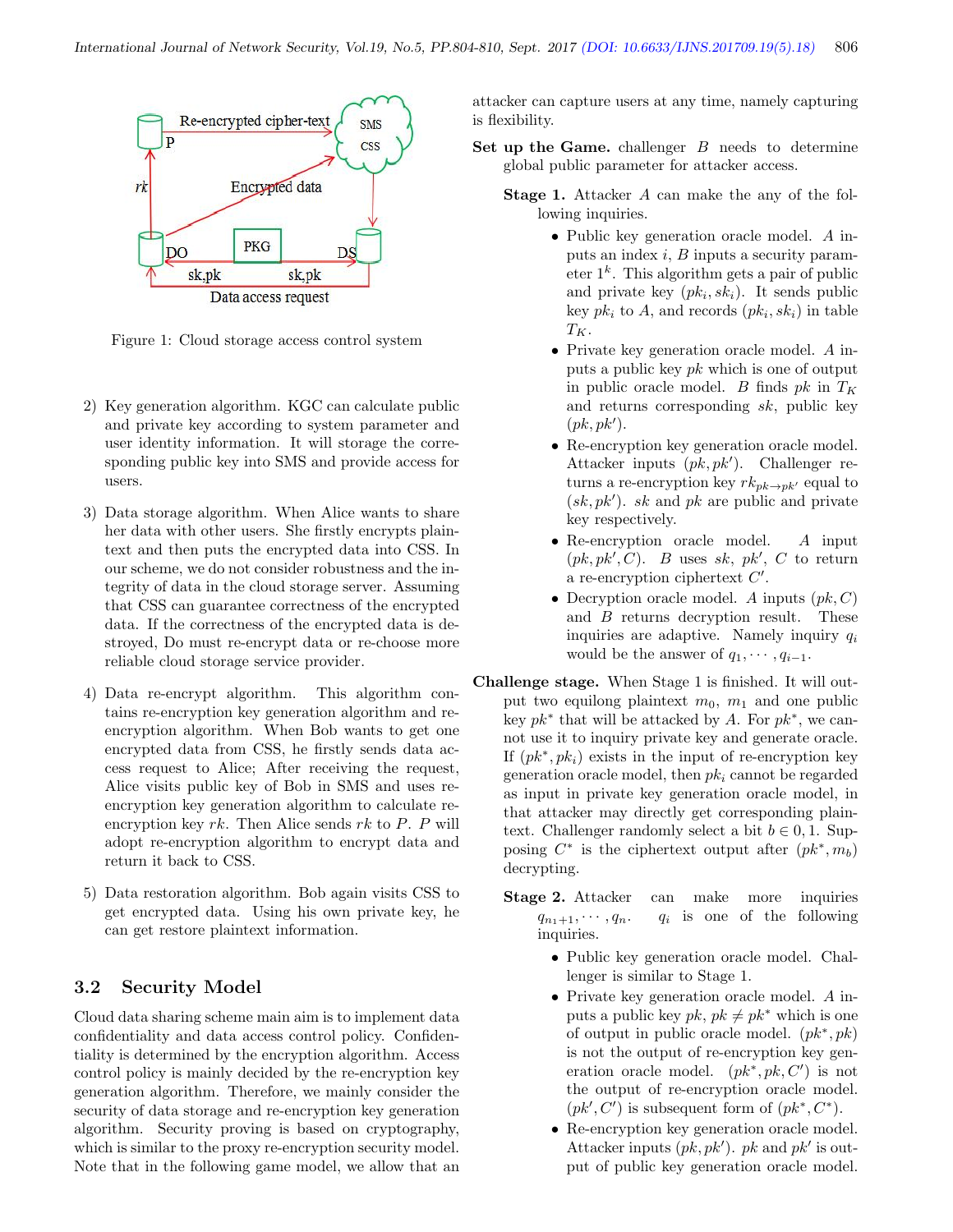Figure 1: Cloud storage access control system

2) Key generation algorithm. KGC can calculate public and private key according to system parameter and user identity information. It will storage the corresponding public key into SMS and provide access for users.

3) Data storage algorithm. When Alice wants to share her data with other users. She firstly encrypts plaintext and then puts the encrypted data into CSS. In our scheme, we do not consider robustness and the integrity of data in the cloud storage server. Assuming that CSS can guarantee correctness of the encrypted data. If the correctness of the encrypted data is destroyed, Do must re-encrypt data or re-choose more reliable cloud storage service provider.

4) Data re-encrypt algorithm. This algorithm contains re-encryption key generation algorithm and re-encryption algorithm. When Bob wants to get one encrypted data from CSS, he firstly sends data access request to Alice; After receiving the request, Alice visits public key of Bob in SMS and uses re-encryption key generation algorithm to calculate re-encryption key $rk$. Then Alice sends $rk$ to $P$. $P$ will adopt re-encryption algorithm to encrypt data and return it back to CSS.

5) Data restoration algorithm. Bob again visits CSS to get encrypted data. Using his own private key, he can get restore plaintext information.

## 3.2 Security Model

Cloud data sharing scheme main aim is to implement data confidentiality and data access control policy. Confidentiality is determined by the encryption algorithm. Access control policy is mainly decided by the re-encryption key generation algorithm. Therefore, we mainly consider the security of data storage and re-encryption key generation algorithm. Security proving is based on cryptography, which is similar to the proxy re-encryption security model. Note that in the following game model, we allow that an attacker can capture users at any time, namely capturing is flexibility.

**Set up the Game.** challenger $B$ needs to determine global public parameter for attacker access.

**Stage 1.** Attacker $A$ can make the any of the following inquiries.

- Public key generation oracle model. $A$ inputs an index $i$, $B$ inputs a security parameter $1^k$. This algorithm gets a pair of public and private key $(pk_i, sk_i)$. It sends public key $pk_i$ to $A$, and records $(pk_i, sk_i)$ in table $T_K$.
- Private key generation oracle model. $A$ inputs a public key $pk$ which is one of output in public oracle model. $B$ finds $pk$ in $T_K$ and returns corresponding $sk$, public key $(pk, pk')$.
- Re-encryption key generation oracle model. Attacker inputs $(pk, pk')$. Challenger returns a re-encryption key $rk_{pk\to pk'}$ equal to $(sk, pk')$. $sk$ and $pk$ are public and private key respectively.
- Re-encryption oracle model. $A$ input $(pk, pk', C)$. $B$ uses $sk$, $pk'$, $C$ to return a re-encryption ciphertext $C'$.
- Decryption oracle model. $A$ inputs $(pk, C)$ and $B$ returns decryption result. These inquiries are adaptive. Namely inquiry $q_i$ would be the answer of $q_1, \cdots, q_{i-1}$.

**Challenge stage.** When Stage 1 is finished. It will output two equilong plaintext $m_0$, $m_1$ and one public key $pk^*$ that will be attacked by $A$. For $pk^*$, we can not use it to inquiry private key and generate oracle. If $(pk^*, pk_i)$ exists in the input of re-encryption key generation oracle model, then $pk_i$ cannot be regarded as input in private key generation oracle model, in that attacker may directly get corresponding plaintext. Challenger randomly select a bit $b \in 0, 1$. Supposing $C^*$ is the ciphertext output after $(pk^*, m_b)$ decrypting.

**Stage 2.** Attacker can make more inquiries $q_{n_1+1}, \cdots, q_n$. $q_i$ is one of the following inquiries.

- Public key generation oracle model. Challenger is similar to Stage 1.
- Private key generation oracle model. $A$ inputs a public key $pk$, $pk \neq pk^*$ which is one of output in public oracle model. $(pk^*, pk)$ is not the output of re-encryption key generation oracle model. $(pk^*, pk, C')$ is not the output of re-encryption oracle model. $(pk', C')$ is subsequent form of $(pk^*, C^*)$.
- Re-encryption key generation oracle model. Attacker inputs $(pk, pk')$. $pk$ and $pk'$ is output of public key generation oracle model.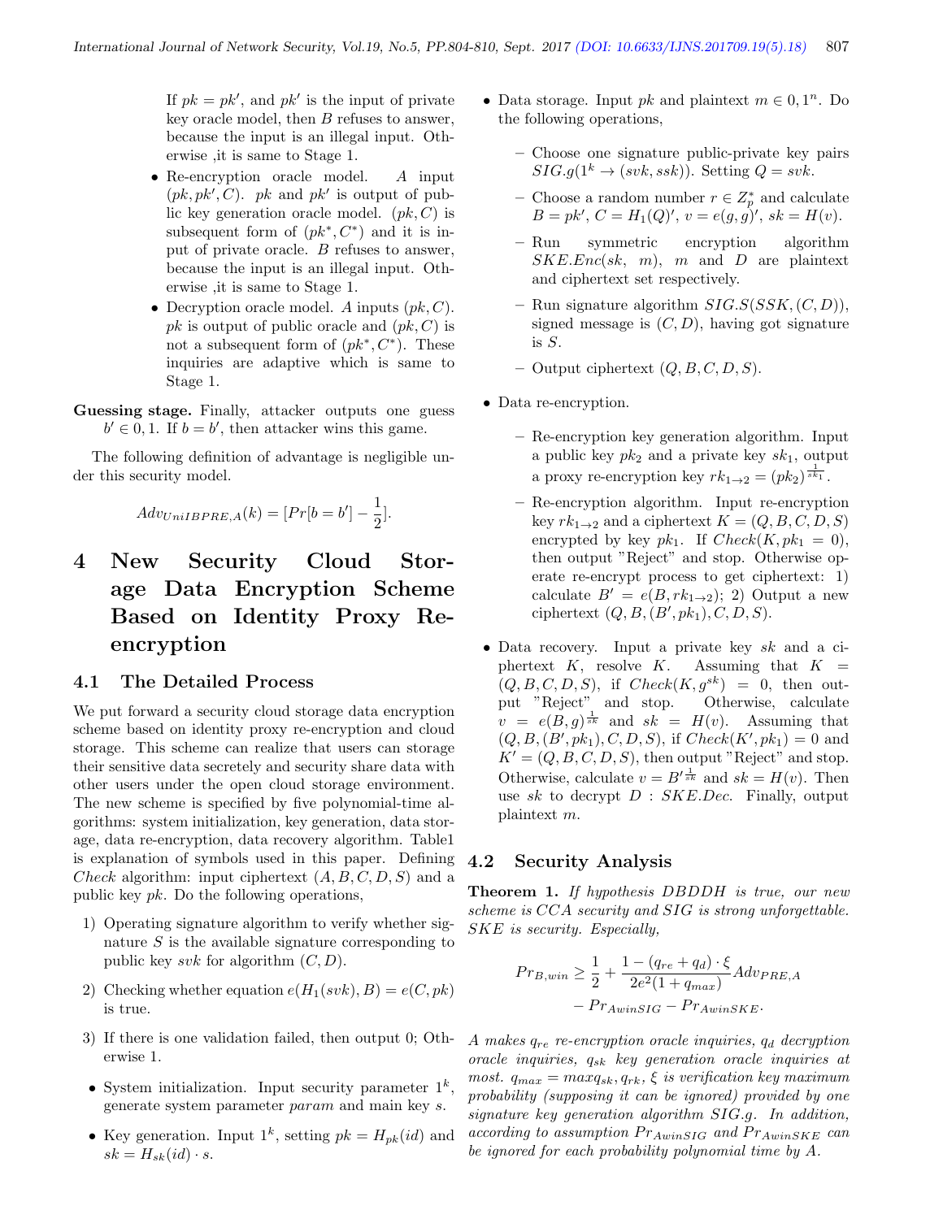If $pk = pk'$, and $pk'$ is the input of private key oracle model, then $B$ refuses to answer, because the input is an illegal input. Otherwise ,it is same to Stage 1.

- Re-encryption oracle model. $A$ input $(pk, pk', C)$. $pk$ and $pk'$ is output of public key generation oracle model. $(pk, C)$ is subsequent form of $(pk^*, C^*)$ and it is input of private oracle. $B$ refuses to answer, because the input is an illegal input. Otherwise ,it is same to Stage 1.
- Decryption oracle model. $A$ inputs $(pk, C)$. $pk$ is output of public oracle and $(pk, C)$ is not a subsequent form of $(pk^*, C^*)$. These inquiries are adaptive which is same to Stage 1.

**Guessing stage.** Finally, attacker outputs one guess $b' \in 0, 1$. If $b = b'$, then attacker wins this game.

The following definition of advantage is negligible under this security model.

$$Adv_{UniIBPRE,A}(k) = [Pr[b = b'] - \frac{1}{2}].$$

# 4 New Security Cloud Storage Data Encryption Scheme Based on Identity Proxy Re-encryption

## 4.1 The Detailed Process

We put forward a security cloud storage data encryption scheme based on identity proxy re-encryption and cloud storage. This scheme can realize that users can storage their sensitive data secretely and security share data with other users under the open cloud storage environment. The new scheme is specified by five polynomial-time algorithms: system initialization, key generation, data storage, data re-encryption, data recovery algorithm. Table1 is explanation of symbols used in this paper. Defining *Check* algorithm: input ciphertext $(A, B, C, D, S)$ and a public key $pk$. Do the following operations,

1) Operating signature algorithm to verify whether signature $S$ is the available signature corresponding to public key $svk$ for algorithm $(C, D)$.

2) Checking whether equation $e(H_1(svk), B) = e(C, pk)$ is true.

3) If there is one validation failed, then output 0; Otherwise 1.

- System initialization. Input security parameter $1^k$, generate system parameter $param$ and main key $s$.
- Key generation. Input $1^k$, setting $pk = H_{pk}(id)$ and $sk = H_{sk}(id) \cdot s$.
- Data storage. Input $pk$ and plaintext $m \in 0, 1^n$. Do the following operations,
  - Choose one signature public-private key pairs $SIG.g(1^k \to (svk, ssk))$. Setting $Q = svk$.
  - Choose a random number $r \in Z_p^*$ and calculate $B = pk^r$, $C = H_1(Q)^r$, $v = e(g, g)^r$, $sk = H(v)$.
  - Run symmetric encryption algorithm $SKE.Enc(sk, m)$, $m$ and $D$ are plaintext and ciphertext set respectively.
  - Run signature algorithm $SIG.S(SSK, (C, D))$, signed message is $(C, D)$, having got signature is $S$.
  - Output ciphertext $(Q, B, C, D, S)$.
- Data re-encryption.
  - Re-encryption key generation algorithm. Input a public key $pk_2$ and a private key $sk_1$, output a proxy re-encryption key $rk_{1\to 2} = (pk_2)^{\frac{1}{sk_1}}$.
  - Re-encryption algorithm. Input re-encryption key $rk_{1\to 2}$ and a ciphertext $K = (Q, B, C, D, S)$ encrypted by key $pk_1$. If $Check(K, pk_1 = 0)$, then output "Reject" and stop. Otherwise operate re-encrypt process to get ciphertext: 1) calculate $B' = e(B, rk_{1\to 2})$; 2) Output a new ciphertext $(Q, B, (B', pk_1), C, D, S)$.
- Data recovery. Input a private key $sk$ and a ciphertext $K$, resolve $K$. Assuming that $K = (Q, B, C, D, S)$, if $Check(K, g^{sk}) = 0$, then output "Reject" and stop. Otherwise, calculate $v = e(B, g)^{\frac{1}{sk}}$ and $sk = H(v)$. Assuming that $(Q, B, (B', pk_1), C, D, S)$, if $Check(K', pk_1) = 0$ and $K' = (Q, B, C, D, S)$, then output "Reject" and stop. Otherwise, calculate $v = B'^{\frac{1}{sk}}$ and $sk = H(v)$. Then use $sk$ to decrypt $D$ : $SKE.Dec$. Finally, output plaintext $m$.

## 4.2 Security Analysis

**Theorem 1.** *If hypothesis DBDDH is true, our new scheme is CCA security and SIG is strong unforgettable. SKE is security. Especially,*

$$Pr_{B,win} \geq \frac{1}{2} + \frac{1 - (q_{re} + q_d) \cdot \xi}{2e^2(1 + q_{max})} Adv_{PRE,A} - Pr_{AwinSIG} - Pr_{AwinSKE}.$$

*$A$ makes $q_{re}$ re-encryption oracle inquiries, $q_d$ decryption oracle inquiries, $q_{sk}$ key generation oracle inquiries at most. $q_{max} = max q_{sk}, q_{rk}$, $\xi$ is verification key maximum probability (supposing it can be ignored) provided by one signature key generation algorithm $SIG.g$. In addition, according to assumption $Pr_{AwinSIG}$ and $Pr_{AwinSKE}$ can be ignored for each probability polynomial time by $A$.*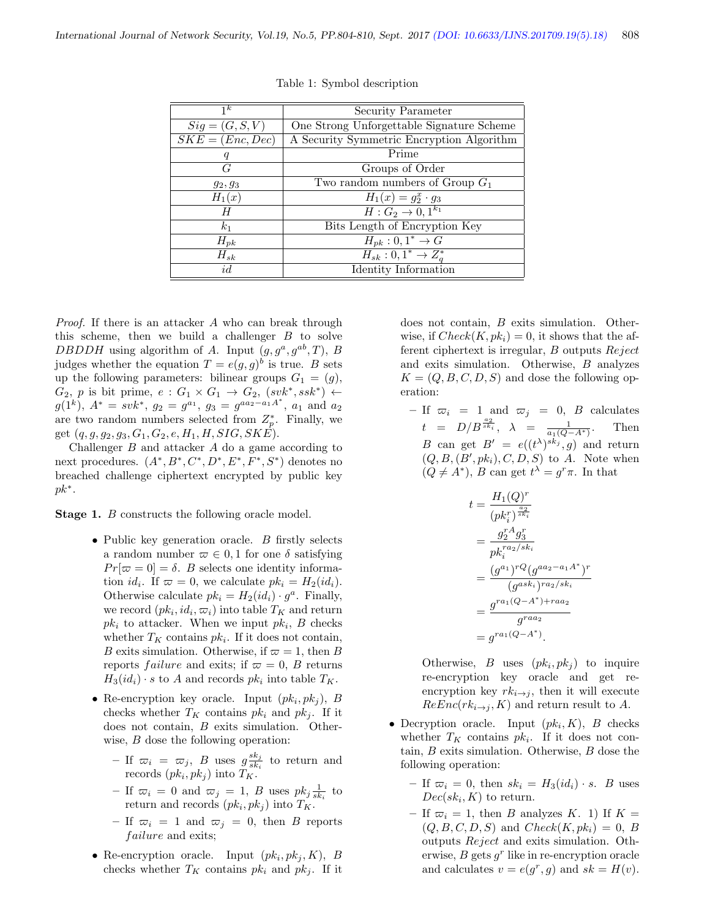Table 1: Symbol description

| $1^k$ | Security Parameter |
|---|---|
| $Sig = (G, S, V)$ | One Strong Unforgettable Signature Scheme |
| $SKE = (Enc, Dec)$ | A Security Symmetric Encryption Algorithm |
| $q$ | Prime |
| $G$ | Groups of Order |
| $g_2, g_3$ | Two random numbers of Group $G_1$ |
| $H_1(x)$ | $H_1(x) = g_2^x \cdot g_3$ |
| $H$ | $H : G_2 \to 0, 1^{k_1}$ |
| $k_1$ | Bits Length of Encryption Key |
| $H_{pk}$ | $H_{pk} : 0, 1^* \to G$ |
| $H_{sk}$ | $H_{sk} : 0, 1^* \to Z_q^*$ |
| $id$ | Identity Information |

*Proof.* If there is an attacker $A$ who can break through this scheme, then we build a challenger $B$ to solve $DBDDH$ using algorithm of $A$. Input $(g, g^a, g^{ab}, T)$, $B$ judges whether the equation $T = e(g, g)^b$ is true. $B$ sets up the following parameters: bilinear groups $G_1 = (g)$, $G_2$, $p$ is bit prime, $e : G_1 \times G_1 \to G_2$, $(svk^*, ssk^*) \leftarrow g(1^k)$, $A^* = svk^*$, $g_2 = g^{a_1}$, $g_3 = g^{aa_2 - a_1 A^*}$, $a_1$ and $a_2$ are two random numbers selected from $Z_p^*$. Finally, we get $(q, g, g_2, g_3, G_1, G_2, e, H_1, H, SIG, SKE)$.

Challenger $B$ and attacker $A$ do a game according to next procedures. $(A^*, B^*, C^*, D^*, E^*, F^*, S^*)$ denotes no breached challenge ciphertext encrypted by public key $pk^*$.

**Stage 1.** $B$ constructs the following oracle model.

- Public key generation oracle. $B$ firstly selects a random number $\varpi \in 0, 1$ for one $\delta$ satisfying $Pr[\varpi = 0] = \delta$. $B$ selects one identity information $id_i$. If $\varpi = 0$, we calculate $pk_i = H_2(id_i)$. Otherwise calculate $pk_i = H_2(id_i) \cdot g^a$. Finally, we record $(pk_i, id_i, \varpi_i)$ into table $T_K$ and return $pk_i$ to attacker. When we input $pk_i$, $B$ checks whether $T_K$ contains $pk_i$. If it does not contain, $B$ exits simulation. Otherwise, if $\varpi = 1$, then $B$ reports $failure$ and exits; if $\varpi = 0$, $B$ returns $H_3(id_i) \cdot s$ to $A$ and records $pk_i$ into table $T_K$.

- Re-encryption key oracle. Input $(pk_i, pk_j)$, $B$ checks whether $T_K$ contains $pk_i$ and $pk_j$. If it does not contain, $B$ exits simulation. Otherwise, $B$ dose the following operation:
  - If $\varpi_i = \varpi_j$, $B$ uses $g\frac{sk_j}{sk_i}$ to return and records $(pk_i, pk_j)$ into $T_K$.
  - If $\varpi_i = 0$ and $\varpi_j = 1$, $B$ uses $pk_j \frac{1}{sk_i}$ to return and records $(pk_i, pk_j)$ into $T_K$.
  - If $\varpi_i = 1$ and $\varpi_j = 0$, then $B$ reports $failure$ and exits;

- Re-encryption oracle. Input $(pk_i, pk_j, K)$, $B$ checks whether $T_K$ contains $pk_i$ and $pk_j$. If it does not contain, $B$ exits simulation. Otherwise, if $Check(K, pk_i) = 0$, it shows that the afferent ciphertext is irregular, $B$ outputs $Reject$ and exits simulation. Otherwise, $B$ analyzes $K = (Q, B, C, D, S)$ and dose the following operation:
  - If $\varpi_i = 1$ and $\varpi_j = 0$, $B$ calculates $t = D/B^{\frac{a_2}{sk_i}}$, $\lambda = \frac{1}{a_1(Q - A^*)}$. Then $B$ can get $B' = e((t^\lambda)^{sk_j}, g)$ and return $(Q, B, (B', pk_i), C, D, S)$ to $A$. Note when $(Q \neq A^*)$, $B$ can get $t^\lambda = g^r \pi$. In that

$$
\begin{aligned}
t &= \frac{H_1(Q)^r}{(pk_i^r)^{\frac{a_2}{sk_i}}} \\
&= \frac{g_2^{rA} g_3^r}{pk_i^{ra_2/sk_i}} \\
&= \frac{(g^{a_1})^{rQ} (g^{aa_2 - a_1 A^*})^r}{(g^{ask_i})^{ra_2/sk_i}} \\
&= \frac{g^{ra_1(Q - A^*) + raa_2}}{g^{raa_2}} \\
&= g^{ra_1(Q - A^*)}.
\end{aligned}
$$

  Otherwise, $B$ uses $(pk_i, pk_j)$ to inquire re-encryption key oracle and get re-encryption key $rk_{i \to j}$, then it will execute $ReEnc(rk_{i \to j}, K)$ and return result to $A$.

- Decryption oracle. Input $(pk_i, K)$, $B$ checks whether $T_K$ contains $pk_i$. If it does not contain, $B$ exits simulation. Otherwise, $B$ dose the following operation:
  - If $\varpi_i = 0$, then $sk_i = H_3(id_i) \cdot s$. $B$ uses $Dec(sk_i, K)$ to return.
  - If $\varpi_i = 1$, then $B$ analyzes $K$. 1) If $K = (Q, B, C, D, S)$ and $Check(K, pk_i) = 0$, $B$ outputs $Reject$ and exits simulation. Otherwise, $B$ gets $g^r$ like in re-encryption oracle and calculates $v = e(g^r, g)$ and $sk = H(v)$.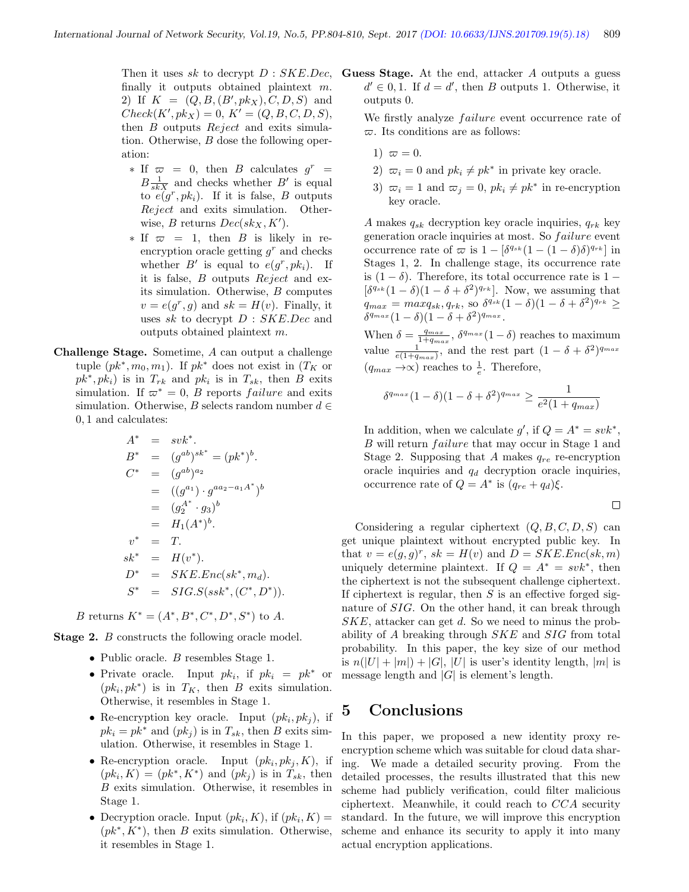Then it uses $sk$ to decrypt $D : SKE.Dec$, finally it outputs obtained plaintext $m$.
2) If $K = (Q, B, (B', pk_X), C, D, S)$ and $Check(K', pk_X) = 0$, $K' = (Q, B, C, D, S)$, then $B$ outputs $Reject$ and exits simulation. Otherwise, $B$ dose the following operation:

  - If $\varpi = 0$, then $B$ calculates $g^r = B \frac{1}{skX}$ and checks whether $B'$ is equal to $e(g^r, pk_i)$. If it is false, $B$ outputs $Reject$ and exits simulation. Otherwise, $B$ returns $Dec(sk_X, K')$.
  - If $\varpi = 1$, then $B$ is likely in re-encryption oracle getting $g^r$ and checks whether $B'$ is equal to $e(g^r, pk_i)$. If it is false, $B$ outputs $Reject$ and exits its simulation. Otherwise, $B$ computes $v = e(g^r, g)$ and $sk = H(v)$. Finally, it uses $sk$ to decrypt $D : SKE.Dec$ and outputs obtained plaintext $m$.

**Challenge Stage.** Sometime, $A$ can output a challenge tuple $(pk^*, m_0, m_1)$. If $pk^*$ does not exist in ($T_K$ or $pk^*, pk_i$) is in $T_{rk}$ and $pk_i$ is in $T_{sk}$, then $B$ exits simulation. If $\varpi^* = 0$, $B$ reports $failure$ and exits simulation. Otherwise, $B$ selects random number $d \in 0, 1$ and calculates:

$$
\begin{aligned}
A^* &= svk^*. \\
B^* &= (g^{ab})^{sk^*} = (pk^*)^b. \\
C^* &= (g^{ab})^{a_2} \\
&= ((g^{a_1}) \cdot g^{aa_2 - a_1 A^*})^b \\
&= (g_2^{A^*} \cdot g_3)^b \\
&= H_1(A^*)^b. \\
v^* &= T. \\
sk^* &= H(v^*). \\
D^* &= SKE.Enc(sk^*, m_d). \\
S^* &= SIG.S(ssk^*, (C^*, D^*)).
\end{aligned}
$$

$B$ returns $K^* = (A^*, B^*, C^*, D^*, S^*)$ to $A$.

**Stage 2.** $B$ constructs the following oracle model.

- Public oracle. $B$ resembles Stage 1.
- Private oracle. Input $pk_i$, if $pk_i = pk^*$ or $(pk_i, pk^*)$ is in $T_K$, then $B$ exits simulation. Otherwise, it resembles in Stage 1.
- Re-encryption key oracle. Input $(pk_i, pk_j)$, if $pk_i = pk^*$ and $(pk_j)$ is in $T_{sk}$, then $B$ exits simulation. Otherwise, it resembles in Stage 1.
- Re-encryption oracle. Input $(pk_i, pk_j, K)$, if $(pk_i, K) = (pk^*, K^*)$ and $(pk_j)$ is in $T_{sk}$, then $B$ exits simulation. Otherwise, it resembles in Stage 1.
- Decryption oracle. Input $(pk_i, K)$, if $(pk_i, K) = (pk^*, K^*)$, then $B$ exits simulation. Otherwise, it resembles in Stage 1.

**Guess Stage.** At the end, attacker $A$ outputs a guess $d' \in 0, 1$. If $d = d'$, then $B$ outputs 1. Otherwise, it outputs 0.

We firstly analyze $failure$ event occurrence rate of $\varpi$. Its conditions are as follows:

1) $\varpi = 0$.
2) $\varpi_i = 0$ and $pk_i \neq pk^*$ in private key oracle.
3) $\varpi_i = 1$ and $\varpi_j = 0$, $pk_i \neq pk^*$ in re-encryption key oracle.

$A$ makes $q_{sk}$ decryption key oracle inquiries, $q_{rk}$ key generation oracle inquiries at most. So $failure$ event occurrence rate of $\varpi$ is $1 - [\delta^{q_{sk}}(1 - (1 - \delta)\delta)^{q_{rk}}]$ in Stages 1, 2. In challenge stage, its occurrence rate is $(1 - \delta)$. Therefore, its total occurrence rate is $1 - [\delta^{q_{sk}}(1 - \delta)(1 - \delta + \delta^2)^{q_{rk}}]$. Now, we assuming that $q_{max} = max q_{sk}, q_{rk}$, so $\delta^{q_{sk}}(1 - \delta)(1 - \delta + \delta^2)^{q_{rk}} \geq \delta^{q_{max}}(1 - \delta)(1 - \delta + \delta^2)^{q_{max}}$.

When $\delta = \frac{q_{max}}{1 + q_{max}}$, $\delta^{q_{max}}(1 - \delta)$ reaches to maximum value $\frac{1}{e(1 + q_{max})}$, and the rest part $(1 - \delta + \delta^2)^{q_{max}}$ ($q_{max} \to \propto$) reaches to $\frac{1}{e}$. Therefore,

$$\delta^{q_{max}}(1 - \delta)(1 - \delta + \delta^2)^{q_{max}} \geq \frac{1}{e^2(1 + q_{max})}$$

In addition, when we calculate $g'$, if $Q = A^* = svk^*$, $B$ will return $failure$ that may occur in Stage 1 and Stage 2. Supposing that $A$ makes $q_{re}$ re-encryption oracle inquiries and $q_d$ decryption oracle inquiries, occurrence rate of $Q = A^*$ is $(q_{re} + q_d)\xi$.

□

Considering a regular ciphertext $(Q, B, C, D, S)$ can get unique plaintext without encrypted public key. In that $v = e(g, g)^r$, $sk = H(v)$ and $D = SKE.Enc(sk, m)$ uniquely determine plaintext. If $Q = A^* = svk^*$, then the ciphertext is not the subsequent challenge ciphertext. If ciphertext is regular, then $S$ is an effective forged signature of $SIG$. On the other hand, it can break through $SKE$, attacker can get $d$. So we need to minus the probability of $A$ breaking through $SKE$ and $SIG$ from total probability. In this paper, the key size of our method is $n(|U| + |m|) + |G|$, $|U|$ is user's identity length, $|m|$ is message length and $|G|$ is element's length.

## 5 Conclusions

In this paper, we proposed a new identity proxy re-encryption scheme which was suitable for cloud data sharing. We made a detailed security proving. From the detailed processes, the results illustrated that this new scheme had publicly verification, could filter malicious ciphertext. Meanwhile, it could reach to $CCA$ security standard. In the future, we will improve this encryption scheme and enhance its security to apply it into many actual encryption applications.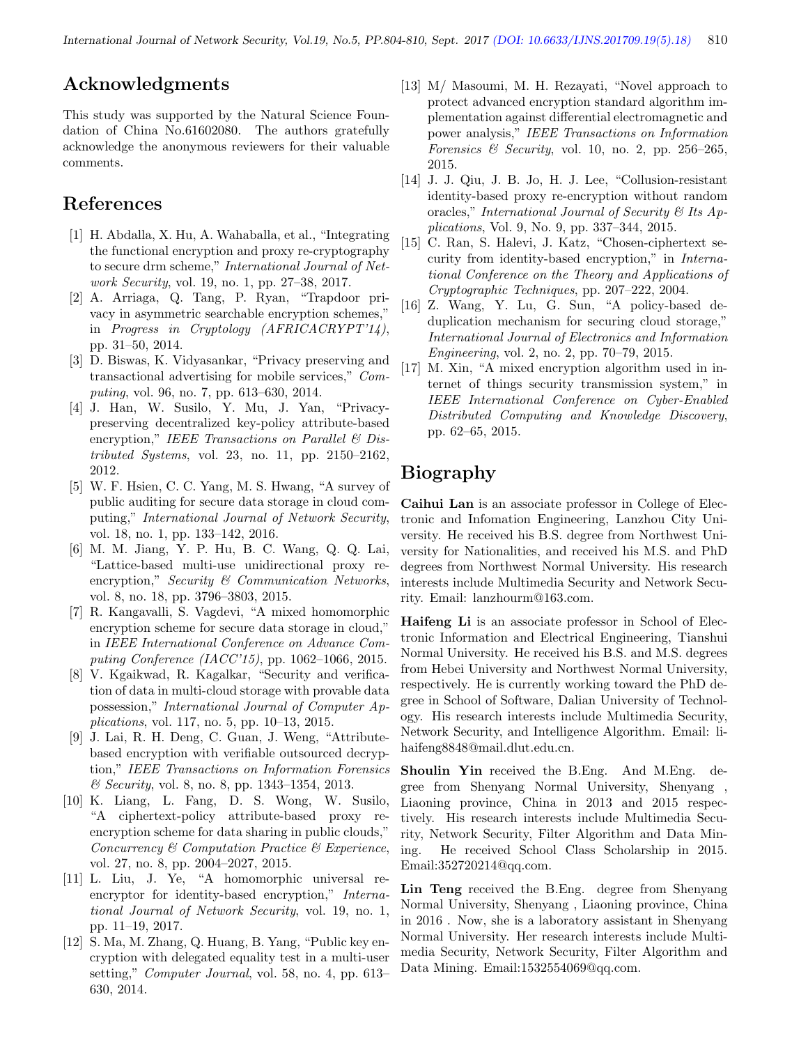## Acknowledgments

This study was supported by the Natural Science Foundation of China No.61602080. The authors gratefully acknowledge the anonymous reviewers for their valuable comments.

## References

[1] H. Abdalla, X. Hu, A. Wahaballa, et al., "Integrating the functional encryption and proxy re-cryptography to secure drm scheme," *International Journal of Network Security*, vol. 19, no. 1, pp. 27–38, 2017.

[2] A. Arriaga, Q. Tang, P. Ryan, "Trapdoor privacy in asymmetric searchable encryption schemes," in *Progress in Cryptology (AFRICACRYPT'14)*, pp. 31–50, 2014.

[3] D. Biswas, K. Vidyasankar, "Privacy preserving and transactional advertising for mobile services," *Computing*, vol. 96, no. 7, pp. 613–630, 2014.

[4] J. Han, W. Susilo, Y. Mu, J. Yan, "Privacy-preserving decentralized key-policy attribute-based encryption," *IEEE Transactions on Parallel & Distributed Systems*, vol. 23, no. 11, pp. 2150–2162, 2012.

[5] W. F. Hsien, C. C. Yang, M. S. Hwang, "A survey of public auditing for secure data storage in cloud computing," *International Journal of Network Security*, vol. 18, no. 1, pp. 133–142, 2016.

[6] M. M. Jiang, Y. P. Hu, B. C. Wang, Q. Q. Lai, "Lattice-based multi-use unidirectional proxy re-encryption," *Security & Communication Networks*, vol. 8, no. 18, pp. 3796–3803, 2015.

[7] R. Kangavalli, S. Vagdevi, "A mixed homomorphic encryption scheme for secure data storage in cloud," in *IEEE International Conference on Advance Computing Conference (IACC'15)*, pp. 1062–1066, 2015.

[8] V. Kgaikwad, R. Kagalkar, "Security and verification of data in multi-cloud storage with provable data possession," *International Journal of Computer Applications*, vol. 117, no. 5, pp. 10–13, 2015.

[9] J. Lai, R. H. Deng, C. Guan, J. Weng, "Attribute-based encryption with verifiable outsourced decryption," *IEEE Transactions on Information Forensics & Security*, vol. 8, no. 8, pp. 1343–1354, 2013.

[10] K. Liang, L. Fang, D. S. Wong, W. Susilo, "A ciphertext-policy attribute-based proxy re-encryption scheme for data sharing in public clouds," *Concurrency & Computation Practice & Experience*, vol. 27, no. 8, pp. 2004–2027, 2015.

[11] L. Liu, J. Ye, "A homomorphic universal re-encryptor for identity-based encryption," *International Journal of Network Security*, vol. 19, no. 1, pp. 11–19, 2017.

[12] S. Ma, M. Zhang, Q. Huang, B. Yang, "Public key encryption with delegated equality test in a multi-user setting," *Computer Journal*, vol. 58, no. 4, pp. 613–630, 2014.

[13] M/ Masoumi, M. H. Rezayati, "Novel approach to protect advanced encryption standard algorithm implementation against differential electromagnetic and power analysis," *IEEE Transactions on Information Forensics & Security*, vol. 10, no. 2, pp. 256–265, 2015.

[14] J. J. Qiu, J. B. Jo, H. J. Lee, "Collusion-resistant identity-based proxy re-encryption without random oracles," *International Journal of Security & Its Applications*, Vol. 9, No. 9, pp. 337–344, 2015.

[15] C. Ran, S. Halevi, J. Katz, "Chosen-ciphertext security from identity-based encryption," in *International Conference on the Theory and Applications of Cryptographic Techniques*, pp. 207–222, 2004.

[16] Z. Wang, Y. Lu, G. Sun, "A policy-based deduplication mechanism for securing cloud storage," *International Journal of Electronics and Information Engineering*, vol. 2, no. 2, pp. 70–79, 2015.

[17] M. Xin, "A mixed encryption algorithm used in internet of things security transmission system," in *IEEE International Conference on Cyber-Enabled Distributed Computing and Knowledge Discovery*, pp. 62–65, 2015.

## Biography

**Caihui Lan** is an associate professor in College of Electronic and Infomation Engineering, Lanzhou City University. He received his B.S. degree from Northwest University for Nationalities, and received his M.S. and PhD degrees from Northwest Normal University. His research interests include Multimedia Security and Network Security. Email: lanzhourm@163.com.

**Haifeng Li** is an associate professor in School of Electronic Information and Electrical Engineering, Tianshui Normal University. He received his B.S. and M.S. degrees from Hebei University and Northwest Normal University, respectively. He is currently working toward the PhD degree in School of Software, Dalian University of Technology. His research interests include Multimedia Security, Network Security, and Intelligence Algorithm. Email: lihaifeng8848@mail.dlut.edu.cn.

**Shoulin Yin** received the B.Eng. And M.Eng. degree from Shenyang Normal University, Shenyang , Liaoning province, China in 2013 and 2015 respectively. His research interests include Multimedia Security, Network Security, Filter Algorithm and Data Mining. He received School Class Scholarship in 2015. Email:352720214@qq.com.

**Lin Teng** received the B.Eng. degree from Shenyang Normal University, Shenyang , Liaoning province, China in 2016 . Now, she is a laboratory assistant in Shenyang Normal University. Her research interests include Multimedia Security, Network Security, Filter Algorithm and Data Mining. Email:1532554069@qq.com.